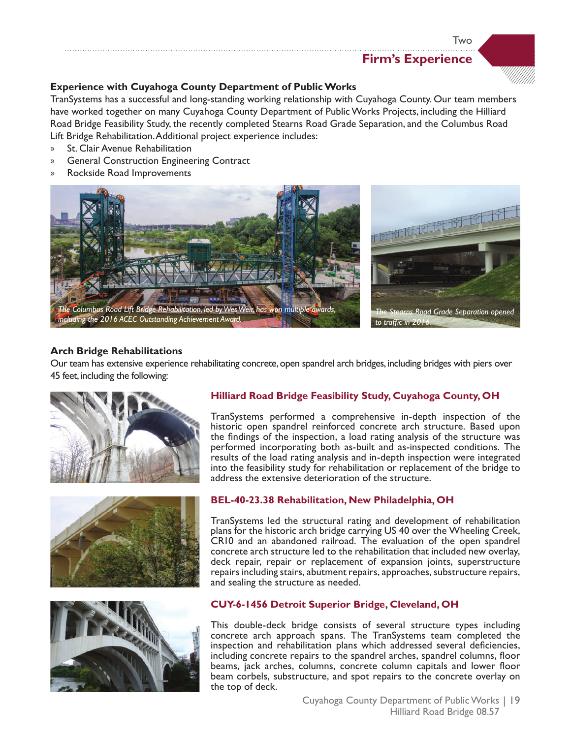## Firm's Experience

### Experience with Cuyahoga County Department of Public Works

TranSystems has a successful and long-standing working relationship with Cuyahoga County. Our team members have worked together on many Cuyahoga County Department of Public Works Projects, including the Hilliard Road Bridge Feasibility Study, the recently completed Stearns Road Grade Separation, and the Columbus Road Lift Bridge Rehabilitation. Additional project experience includes:

- St. Clair Avenue Rehabilitation
- General Construction Engineering Contract
- Rockside Road Improvements

*The Columbus Road Lift Bridge Rehabilitation, led by Wes Weir, has won multiple awards, including the 2016 ACEC Outstanding Achievement Award.*

*The Stearns Road Grade Separation opened to traffic in 2016.*

### Arch Bridge Rehabilitations

Our team has extensive experience rehabilitating concrete, open spandrel arch bridges, including bridges with piers over 45 feet, including the following:

#### Hilliard Road Bridge Feasibility Study, Cuyahoga County, OH

TranSystems performed a comprehensive in-depth inspection of the historic open spandrel reinforced concrete arch structure. Based upon the findings of the inspection, a load rating analysis of the structure was performed incorporating both as-built and as-inspected conditions. The results of the load rating analysis and in-depth inspection were integrated into the feasibility study for rehabilitation or replacement of the bridge to address the extensive deterioration of the structure.

#### BEL-40-23.38 Rehabilitation, New Philadelphia, OH

TranSystems led the structural rating and development of rehabilitation plans for the historic arch bridge carrying US 40 over the Wheeling Creek, CR10 and an abandoned railroad. The evaluation of the open spandrel concrete arch structure led to the rehabilitation that included new overlay, deck repair, repair or replacement of expansion joints, superstructure repairs including stairs, abutment repairs, approaches, substructure repairs, and sealing the structure as needed.

#### CUY-6-1456 Detroit Superior Bridge, Cleveland, OH

This double-deck bridge consists of several structure types including concrete arch approach spans. The TranSystems team completed the inspection and rehabilitation plans which addressed several deficiencies, including concrete repairs to the spandrel arches, spandrel columns, floor beams, jack arches, columns, concrete column capitals and lower floor beam corbels, substructure, and spot repairs to the concrete overlay on the top of deck.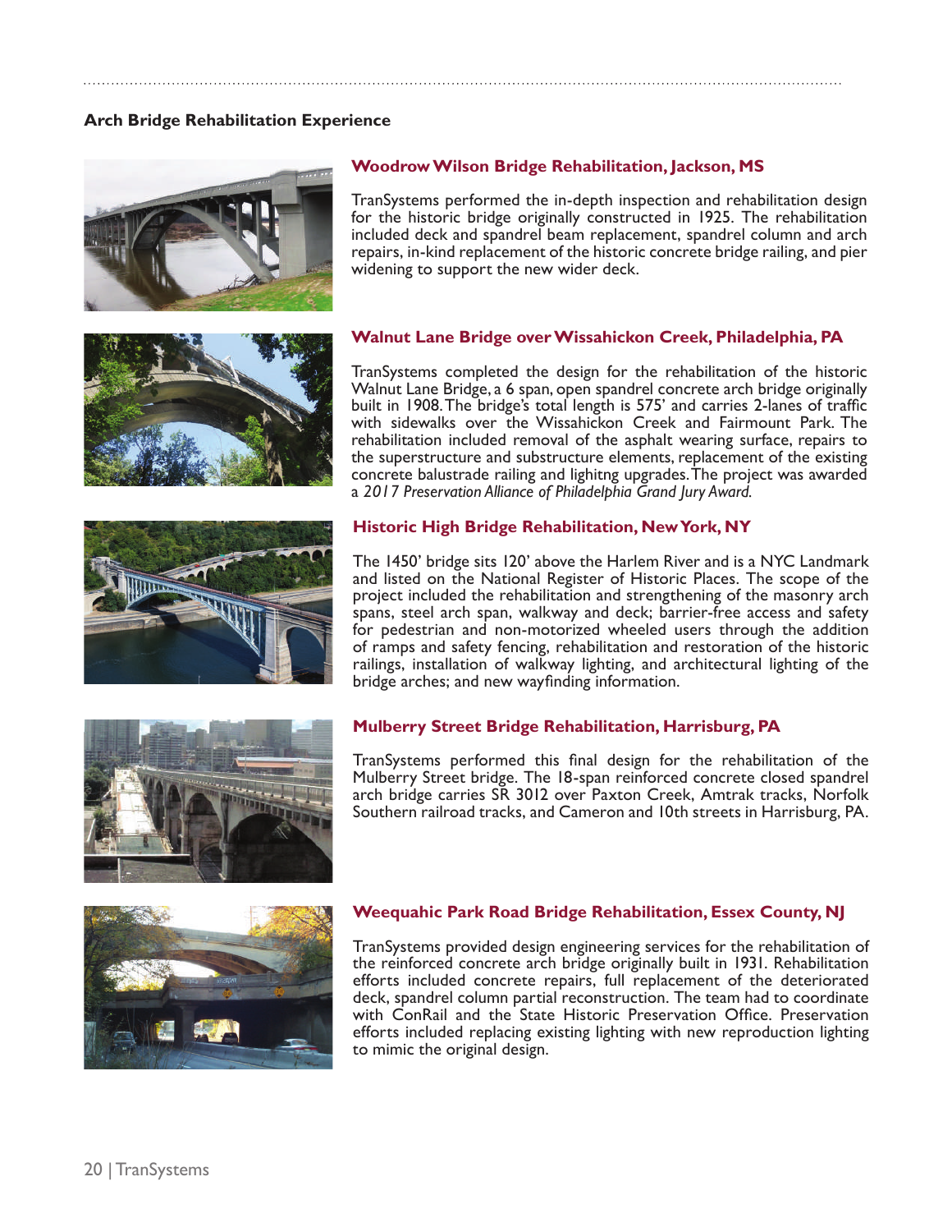## Arch Bridge Rehabilitation Experience

### Woodrow Wilson Bridge Rehabilitation, Jackson, MS

TranSystems performed the in-depth inspection and rehabilitation design for the historic bridge originally constructed in 1925. The rehabilitation included deck and spandrel beam replacement, spandrel column and arch repairs, in-kind replacement of the historic concrete bridge railing, and pier widening to support the new wider deck.

### Walnut Lane Bridge over Wissahickon Creek, Philadelphia, PA

TranSystems completed the design for the rehabilitation of the historic Walnut Lane Bridge, a 6 span, open spandrel concrete arch bridge originally built in 1908. The bridge's total length is 575' and carries 2-lanes of traffic with sidewalks over the Wissahickon Creek and Fairmount Park. The rehabilitation included removal of the asphalt wearing surface, repairs to the superstructure and substructure elements, replacement of the existing concrete balustrade railing and lighitng upgrades. The project was awarded a *2017 Preservation Alliance of Philadelphia Grand Jury Award.*

### Historic High Bridge Rehabilitation, New York, NY

The 1450' bridge sits 120' above the Harlem River and is a NYC Landmark and listed on the National Register of Historic Places. The scope of the project included the rehabilitation and strengthening of the masonry arch spans, steel arch span, walkway and deck; barrier-free access and safety for pedestrian and non-motorized wheeled users through the addition of ramps and safety fencing, rehabilitation and restoration of the historic railings, installation of walkway lighting, and architectural lighting of the bridge arches; and new wayfinding information.

### Mulberry Street Bridge Rehabilitation, Harrisburg, PA

TranSystems performed this final design for the rehabilitation of the Mulberry Street bridge. The 18-span reinforced concrete closed spandrel arch bridge carries SR 3012 over Paxton Creek, Amtrak tracks, Norfolk Southern railroad tracks, and Cameron and 10th streets in Harrisburg, PA.

### Weequahic Park Road Bridge Rehabilitation, Essex County, NJ

TranSystems provided design engineering services for the rehabilitation of the reinforced concrete arch bridge originally built in 1931. Rehabilitation efforts included concrete repairs, full replacement of the deteriorated deck, spandrel column partial reconstruction. The team had to coordinate with ConRail and the State Historic Preservation Office. Preservation efforts included replacing existing lighting with new reproduction lighting to mimic the original design.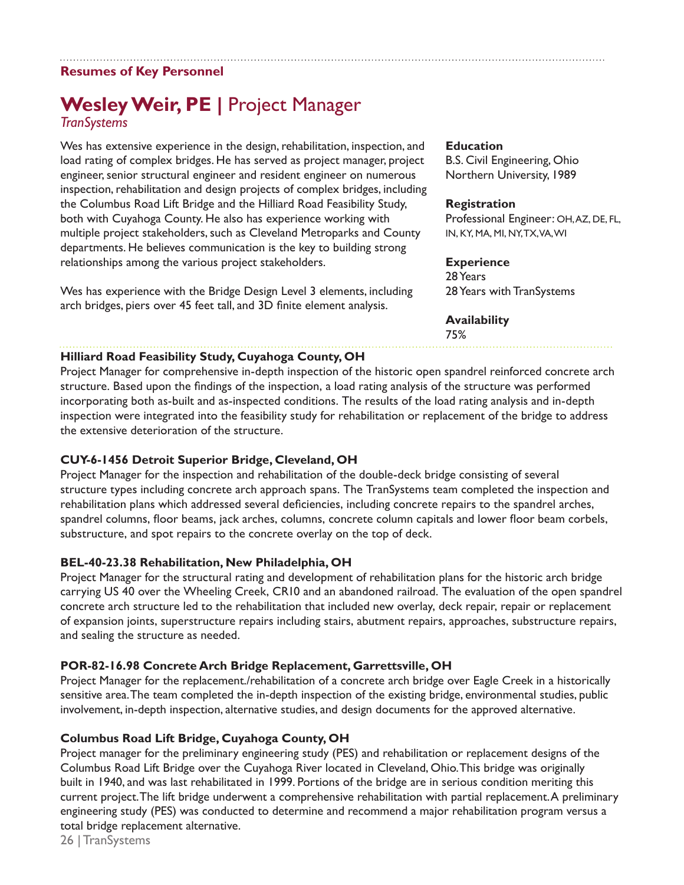**Resumes of Key Personnel**

# Wesley Weir, PE | Project Manager

*TranSystems*

Wes has extensive experience in the design, rehabilitation, inspection, and load rating of complex bridges. He has served as project manager, project engineer, senior structural engineer and resident engineer on numerous inspection, rehabilitation and design projects of complex bridges, including the Columbus Road Lift Bridge and the Hilliard Road Feasibility Study, both with Cuyahoga County. He also has experience working with multiple project stakeholders, such as Cleveland Metroparks and County departments. He believes communication is the key to building strong relationships among the various project stakeholders.

Wes has experience with the Bridge Design Level 3 elements, including arch bridges, piers over 45 feet tall, and 3D finite element analysis.

**Education**
B.S. Civil Engineering, Ohio Northern University, 1989

**Registration**
Professional Engineer: OH, AZ, DE, FL, IN, KY, MA, MI, NY, TX, VA, WI

**Experience**
28 Years
28 Years with TranSystems

**Availability**
75%

### Hilliard Road Feasibility Study, Cuyahoga County, OH

Project Manager for comprehensive in-depth inspection of the historic open spandrel reinforced concrete arch structure. Based upon the findings of the inspection, a load rating analysis of the structure was performed incorporating both as-built and as-inspected conditions. The results of the load rating analysis and in-depth inspection were integrated into the feasibility study for rehabilitation or replacement of the bridge to address the extensive deterioration of the structure.

### CUY-6-1456 Detroit Superior Bridge, Cleveland, OH

Project Manager for the inspection and rehabilitation of the double-deck bridge consisting of several structure types including concrete arch approach spans. The TranSystems team completed the inspection and rehabilitation plans which addressed several deficiencies, including concrete repairs to the spandrel arches, spandrel columns, floor beams, jack arches, columns, concrete column capitals and lower floor beam corbels, substructure, and spot repairs to the concrete overlay on the top of deck.

### BEL-40-23.38 Rehabilitation, New Philadelphia, OH

Project Manager for the structural rating and development of rehabilitation plans for the historic arch bridge carrying US 40 over the Wheeling Creek, CR10 and an abandoned railroad. The evaluation of the open spandrel concrete arch structure led to the rehabilitation that included new overlay, deck repair, repair or replacement of expansion joints, superstructure repairs including stairs, abutment repairs, approaches, substructure repairs, and sealing the structure as needed.

### POR-82-16.98 Concrete Arch Bridge Replacement, Garrettsville, OH

Project Manager for the replacement./rehabilitation of a concrete arch bridge over Eagle Creek in a historically sensitive area. The team completed the in-depth inspection of the existing bridge, environmental studies, public involvement, in-depth inspection, alternative studies, and design documents for the approved alternative.

### Columbus Road Lift Bridge, Cuyahoga County, OH

Project manager for the preliminary engineering study (PES) and rehabilitation or replacement designs of the Columbus Road Lift Bridge over the Cuyahoga River located in Cleveland, Ohio. This bridge was originally built in 1940, and was last rehabilitated in 1999. Portions of the bridge are in serious condition meriting this current project. The lift bridge underwent a comprehensive rehabilitation with partial replacement. A preliminary engineering study (PES) was conducted to determine and recommend a major rehabilitation program versus a total bridge replacement alternative.